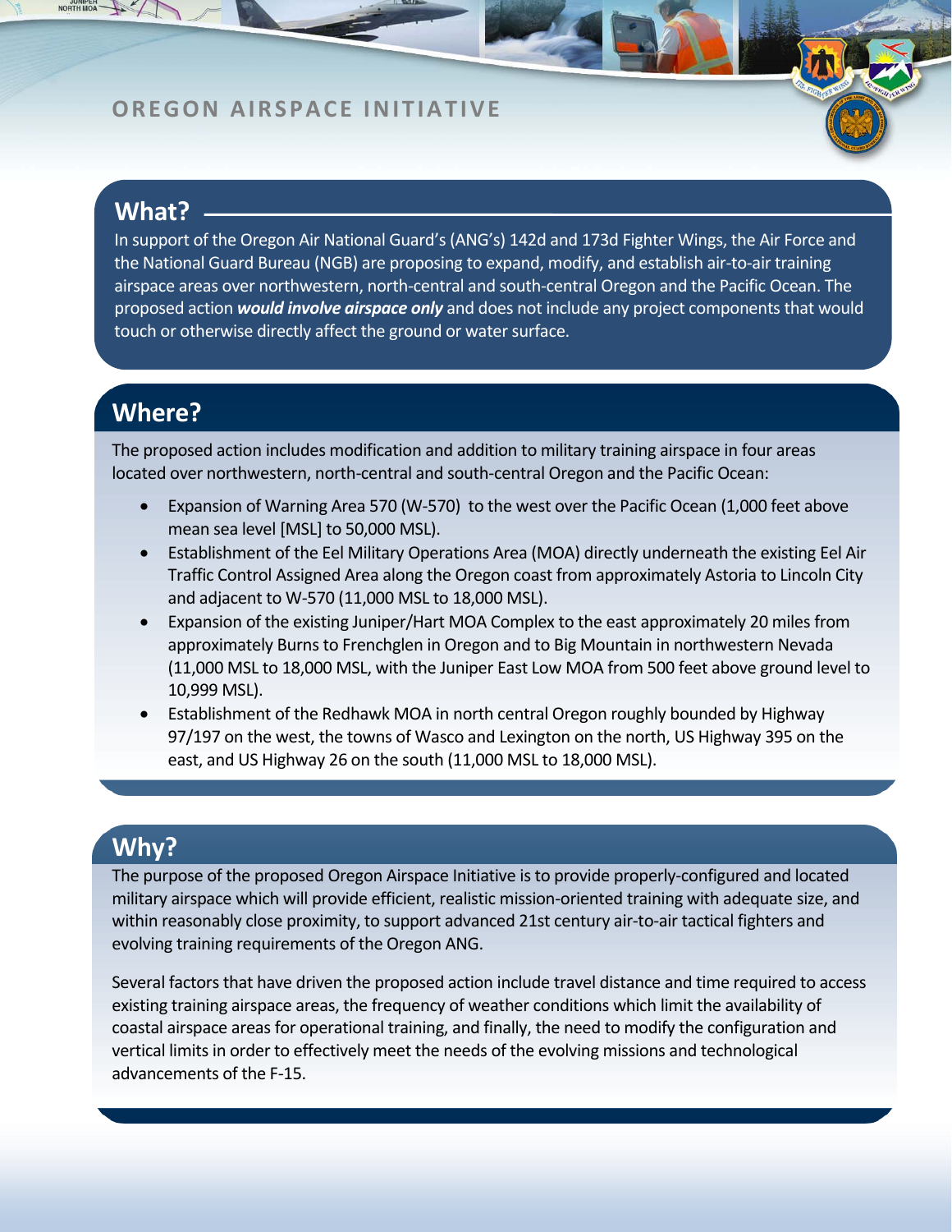# OREGON AIRSPACE INITIATIVE

## What?

In support of the Oregon Air National Guard's (ANG's) 142d and 173d Fighter Wings, the Air Force and the National Guard Bureau (NGB) are proposing to expand, modify, and establish air-to-air training airspace areas over northwestern, north-central and south-central Oregon and the Pacific Ocean. The proposed action ***would involve airspace only*** and does not include any project components that would touch or otherwise directly affect the ground or water surface.

## Where?

The proposed action includes modification and addition to military training airspace in four areas located over northwestern, north-central and south-central Oregon and the Pacific Ocean:

- Expansion of Warning Area 570 (W-570) to the west over the Pacific Ocean (1,000 feet above mean sea level [MSL] to 50,000 MSL).
- Establishment of the Eel Military Operations Area (MOA) directly underneath the existing Eel Air Traffic Control Assigned Area along the Oregon coast from approximately Astoria to Lincoln City and adjacent to W-570 (11,000 MSL to 18,000 MSL).
- Expansion of the existing Juniper/Hart MOA Complex to the east approximately 20 miles from approximately Burns to Frenchglen in Oregon and to Big Mountain in northwestern Nevada (11,000 MSL to 18,000 MSL, with the Juniper East Low MOA from 500 feet above ground level to 10,999 MSL).
- Establishment of the Redhawk MOA in north central Oregon roughly bounded by Highway 97/197 on the west, the towns of Wasco and Lexington on the north, US Highway 395 on the east, and US Highway 26 on the south (11,000 MSL to 18,000 MSL).

## Why?

The purpose of the proposed Oregon Airspace Initiative is to provide properly-configured and located military airspace which will provide efficient, realistic mission-oriented training with adequate size, and within reasonably close proximity, to support advanced 21st century air-to-air tactical fighters and evolving training requirements of the Oregon ANG.

Several factors that have driven the proposed action include travel distance and time required to access existing training airspace areas, the frequency of weather conditions which limit the availability of coastal airspace areas for operational training, and finally, the need to modify the configuration and vertical limits in order to effectively meet the needs of the evolving missions and technological advancements of the F-15.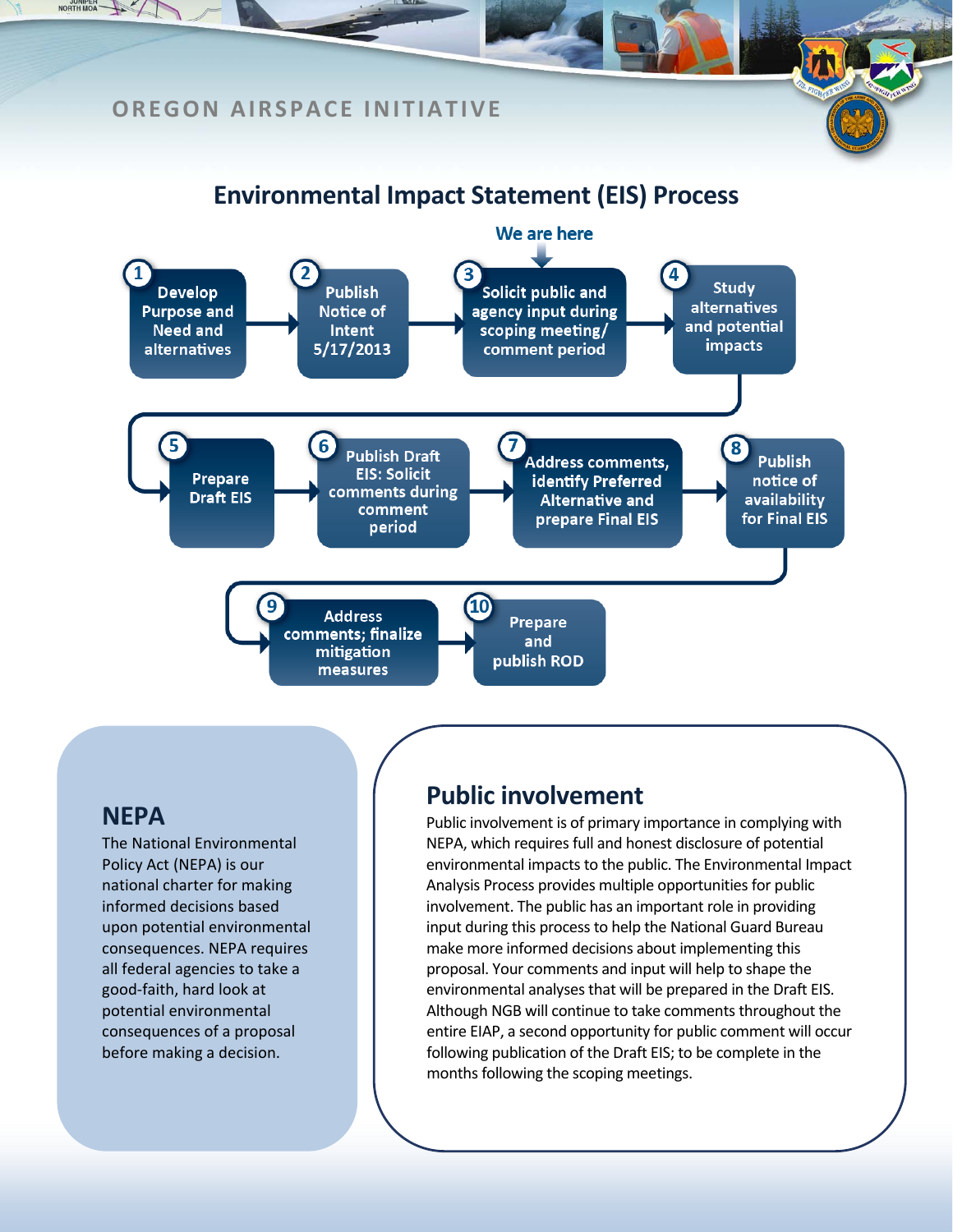OREGON AIRSPACE INITIATIVE

# Environmental Impact Statement (EIS) Process

We are here

1. Develop Purpose and Need and alternatives
2. Publish Notice of Intent 5/17/2013
3. Solicit public and agency input during scoping meeting/ comment period
4. Study alternatives and potential impacts
5. Prepare Draft EIS
6. Publish Draft EIS: Solicit comments during comment period
7. Address comments, identify Preferred Alternative and prepare Final EIS
8. Publish notice of availability for Final EIS
9. Address comments; finalize mitigation measures
10. Prepare and publish ROD

## NEPA

The National Environmental Policy Act (NEPA) is our national charter for making informed decisions based upon potential environmental consequences. NEPA requires all federal agencies to take a good-faith, hard look at potential environmental consequences of a proposal before making a decision.

## Public involvement

Public involvement is of primary importance in complying with NEPA, which requires full and honest disclosure of potential environmental impacts to the public. The Environmental Impact Analysis Process provides multiple opportunities for public involvement. The public has an important role in providing input during this process to help the National Guard Bureau make more informed decisions about implementing this proposal. Your comments and input will help to shape the environmental analyses that will be prepared in the Draft EIS. Although NGB will continue to take comments throughout the entire EIAP, a second opportunity for public comment will occur following publication of the Draft EIS; to be complete in the months following the scoping meetings.